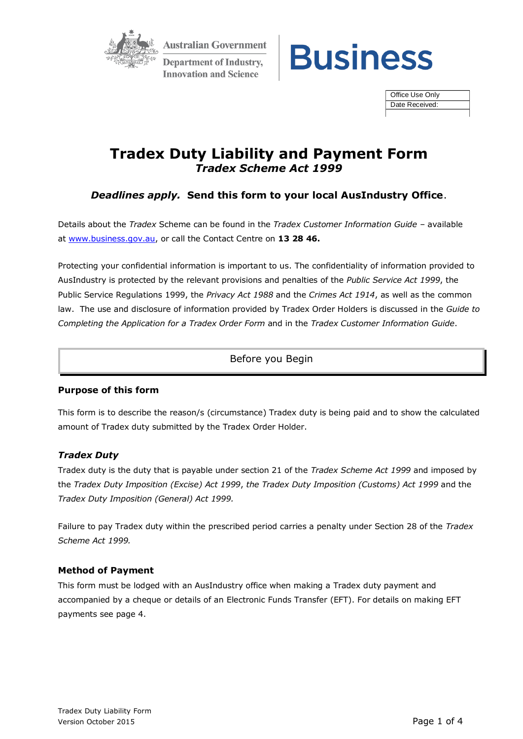Australian Government
Department of Industry, Innovation and Science

**Business**

| Office Use Only |
| --- |
| Date Received: |
| |

# Tradex Duty Liability and Payment Form

## *Tradex Scheme Act 1999*

### ***Deadlines apply.*** **Send this form to your local AusIndustry Office**.

Details about the *Tradex* Scheme can be found in the *Tradex Customer Information Guide* – available at www.business.gov.au, or call the Contact Centre on **13 28 46.**

Protecting your confidential information is important to us. The confidentiality of information provided to AusIndustry is protected by the relevant provisions and penalties of the *Public Service Act 1999*, the Public Service Regulations 1999, the *Privacy Act 1988* and the *Crimes Act 1914*, as well as the common law. The use and disclosure of information provided by Tradex Order Holders is discussed in the *Guide to Completing the Application for a Tradex Order Form* and in the *Tradex Customer Information Guide*.

## Before you Begin

### Purpose of this form

This form is to describe the reason/s (circumstance) Tradex duty is being paid and to show the calculated amount of Tradex duty submitted by the Tradex Order Holder.

### *Tradex Duty*

Tradex duty is the duty that is payable under section 21 of the *Tradex Scheme Act 1999* and imposed by the *Tradex Duty Imposition (Excise) Act 1999*, *the Tradex Duty Imposition (Customs) Act 1999* and the *Tradex Duty Imposition (General) Act 1999.*

Failure to pay Tradex duty within the prescribed period carries a penalty under Section 28 of the *Tradex Scheme Act 1999.*

### Method of Payment

This form must be lodged with an AusIndustry office when making a Tradex duty payment and accompanied by a cheque or details of an Electronic Funds Transfer (EFT). For details on making EFT payments see page 4.

Tradex Duty Liability Form
Version October 2015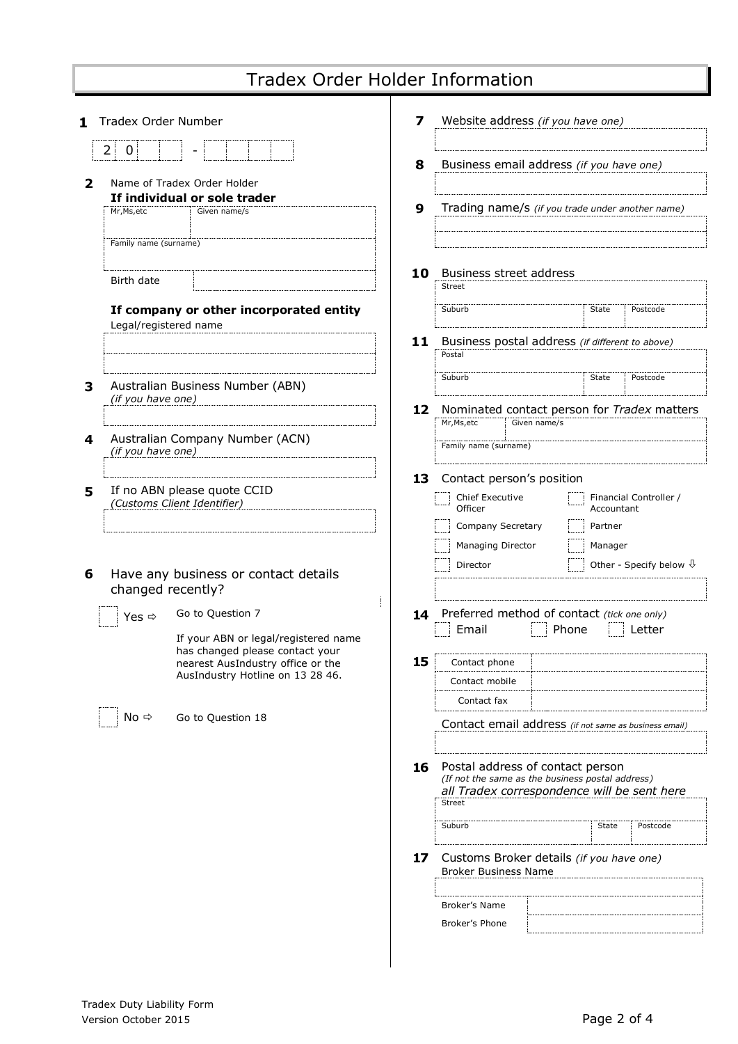# Tradex Order Holder Information

**1** Tradex Order Number

2 0 _ _ - _ _ _ _

**2** Name of Tradex Order Holder

**If individual or sole trader**

| Mr,Ms,etc | Given name/s |
|---|---|
| Family name (surname) | |
| Birth date | |

**If company or other incorporated entity**

Legal/registered name

**3** Australian Business Number (ABN)
*(if you have one)*

**4** Australian Company Number (ACN)
*(if you have one)*

**5** If no ABN please quote CCID
*(Customs Client Identifier)*

**6** Have any business or contact details changed recently?

- ☐ Yes ⇨ Go to Question 7

  If your ABN or legal/registered name has changed please contact your nearest AusIndustry office or the AusIndustry Hotline on 13 28 46.

- ☐ No ⇨ Go to Question 18

**7** Website address *(if you have one)*

**8** Business email address *(if you have one)*

**9** Trading name/s *(if you trade under another name)*

**10** Business street address

| Street | | |
|---|---|---|
| Suburb | State | Postcode |

**11** Business postal address *(if different to above)*

| Postal | | |
|---|---|---|
| Suburb | State | Postcode |

**12** Nominated contact person for *Tradex* matters

| Mr,Ms,etc | Given name/s |
|---|---|
| Family name (surname) | |

**13** Contact person's position

- ☐ Chief Executive Officer
- ☐ Financial Controller / Accountant
- ☐ Company Secretary
- ☐ Partner
- ☐ Managing Director
- ☐ Manager
- ☐ Director
- ☐ Other - Specify below ⇩

**14** Preferred method of contact *(tick one only)*

☐ Email ☐ Phone ☐ Letter

**15**

| Contact phone | |
|---|---|
| Contact mobile | |
| Contact fax | |

Contact email address *(if not same as business email)*

**16** Postal address of contact person
*(If not the same as the business postal address)*
*all Tradex correspondence will be sent here*

| Street | | |
|---|---|---|
| Suburb | State | Postcode |

**17** Customs Broker details *(if you have one)*

Broker Business Name

| Broker's Name | |
|---|---|
| Broker's Phone | |

Tradex Duty Liability Form
Version October 2015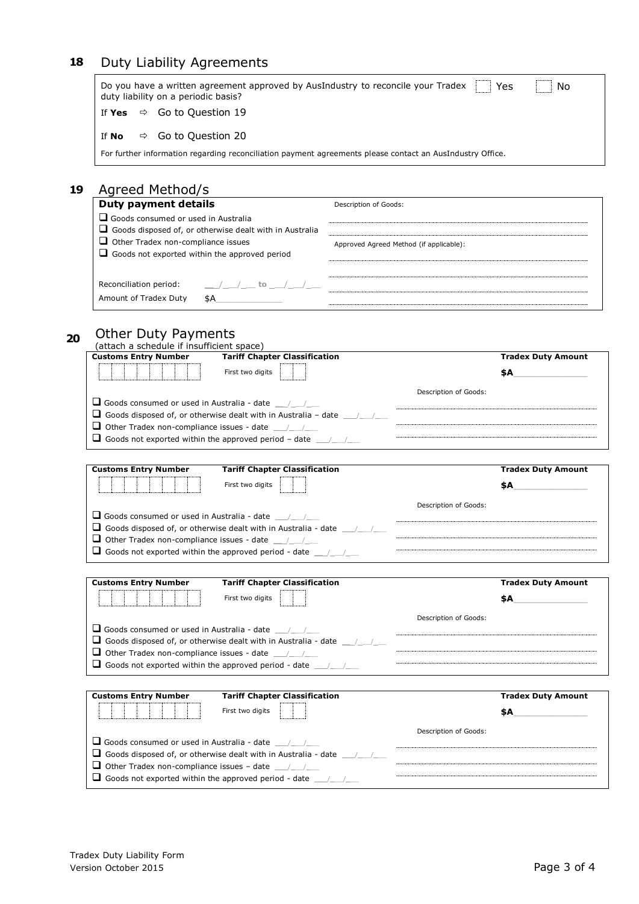## 18 Duty Liability Agreements

Do you have a written agreement approved by AusIndustry to reconcile your Tradex duty liability on a periodic basis? ☐ Yes ☐ No

If **Yes** ⇨ Go to Question 19

If **No** ⇨ Go to Question 20

For further information regarding reconciliation payment agreements please contact an AusIndustry Office.

## 19 Agreed Method/s

**Duty payment details**

- ☐ Goods consumed or used in Australia
- ☐ Goods disposed of, or otherwise dealt with in Australia
- ☐ Other Tradex non-compliance issues
- ☐ Goods not exported within the approved period

Reconciliation period: \_\_/\_\_/\_\_ to \_\_/\_\_/\_\_

Amount of Tradex Duty $A\_\_\_\_\_\_\_\_\_\_

Description of Goods:

Approved Agreed Method (if applicable):

## 20 Other Duty Payments

(attach a schedule if insufficient space)

**Customs Entry Number** | **Tariff Chapter Classification** First two digits | **Tradex Duty Amount** $A\_\_\_\_\_\_\_\_\_\_

- ☐ Goods consumed or used in Australia - date \_\_/\_\_/\_\_
- ☐ Goods disposed of, or otherwise dealt with in Australia – date \_\_/\_\_/\_\_
- ☐ Other Tradex non-compliance issues - date \_\_/\_\_/\_\_
- ☐ Goods not exported within the approved period – date \_\_/\_\_/\_\_

Description of Goods:

**Customs Entry Number** | **Tariff Chapter Classification** First two digits | **Tradex Duty Amount** $A\_\_\_\_\_\_\_\_\_\_

- ☐ Goods consumed or used in Australia - date \_\_/\_\_/\_\_
- ☐ Goods disposed of, or otherwise dealt with in Australia - date \_\_/\_\_/\_\_
- ☐ Other Tradex non-compliance issues - date \_\_/\_\_/\_\_
- ☐ Goods not exported within the approved period - date \_\_/\_\_/\_\_

Description of Goods:

**Customs Entry Number** | **Tariff Chapter Classification** First two digits | **Tradex Duty Amount** $A\_\_\_\_\_\_\_\_\_\_

- ☐ Goods consumed or used in Australia - date \_\_/\_\_/\_\_
- ☐ Goods disposed of, or otherwise dealt with in Australia - date \_\_/\_\_/\_\_
- ☐ Other Tradex non-compliance issues - date \_\_/\_\_/\_\_
- ☐ Goods not exported within the approved period - date \_\_/\_\_/\_\_

Description of Goods:

**Customs Entry Number** | **Tariff Chapter Classification** First two digits | **Tradex Duty Amount** $A\_\_\_\_\_\_\_\_\_\_

- ☐ Goods consumed or used in Australia - date \_\_/\_\_/\_\_
- ☐ Goods disposed of, or otherwise dealt with in Australia - date \_\_/\_\_/\_\_
- ☐ Other Tradex non-compliance issues – date \_\_/\_\_/\_\_
- ☐ Goods not exported within the approved period - date \_\_/\_\_/\_\_

Description of Goods:

Tradex Duty Liability Form
Version October 2015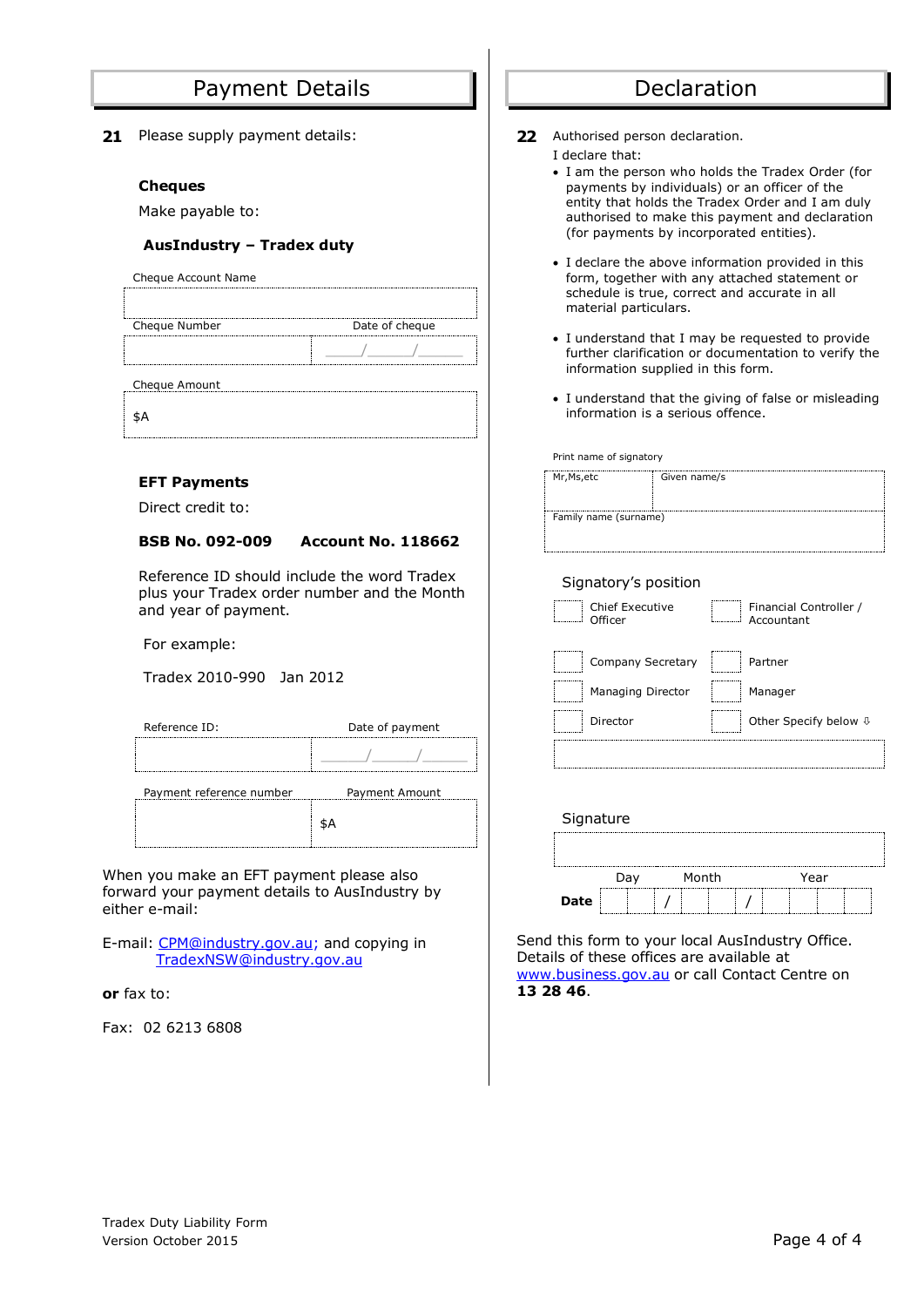## Payment Details

**21** Please supply payment details:

**Cheques**

Make payable to:

**AusIndustry – Tradex duty**

| Cheque Account Name | |
|---|---|
| | |
| Cheque Number | Date of cheque |
| | ____/____/____ |
| Cheque Amount | |
| $A | |

**EFT Payments**

Direct credit to:

**BSB No. 092-009 Account No. 118662**

Reference ID should include the word Tradex plus your Tradex order number and the Month and year of payment.

For example:

Tradex 2010-990 Jan 2012

| Reference ID: | Date of payment |
|---|---|
| | ____/____/____ |
| Payment reference number | Payment Amount |
| | $A |

When you make an EFT payment please also forward your payment details to AusIndustry by either e-mail:

E-mail: CPM@industry.gov.au; and copying in TradexNSW@industry.gov.au

**or** fax to:

Fax: 02 6213 6808

## Declaration

**22** Authorised person declaration.

I declare that:

- I am the person who holds the Tradex Order (for payments by individuals) or an officer of the entity that holds the Tradex Order and I am duly authorised to make this payment and declaration (for payments by incorporated entities).
- I declare the above information provided in this form, together with any attached statement or schedule is true, correct and accurate in all material particulars.
- I understand that I may be requested to provide further clarification or documentation to verify the information supplied in this form.
- I understand that the giving of false or misleading information is a serious offence.

Print name of signatory

| Mr,Ms,etc | Given name/s |
|---|---|
| Family name (surname) | |

Signatory's position

- ☐ Chief Executive Officer
- ☐ Financial Controller / Accountant
- ☐ Company Secretary
- ☐ Partner
- ☐ Managing Director
- ☐ Manager
- ☐ Director
- ☐ Other Specify below ⇩

Signature

**Date** Day __ __ / Month __ __ / Year __ __ __ __

Send this form to your local AusIndustry Office. Details of these offices are available at www.business.gov.au or call Contact Centre on **13 28 46**.

Tradex Duty Liability Form
Version October 2015